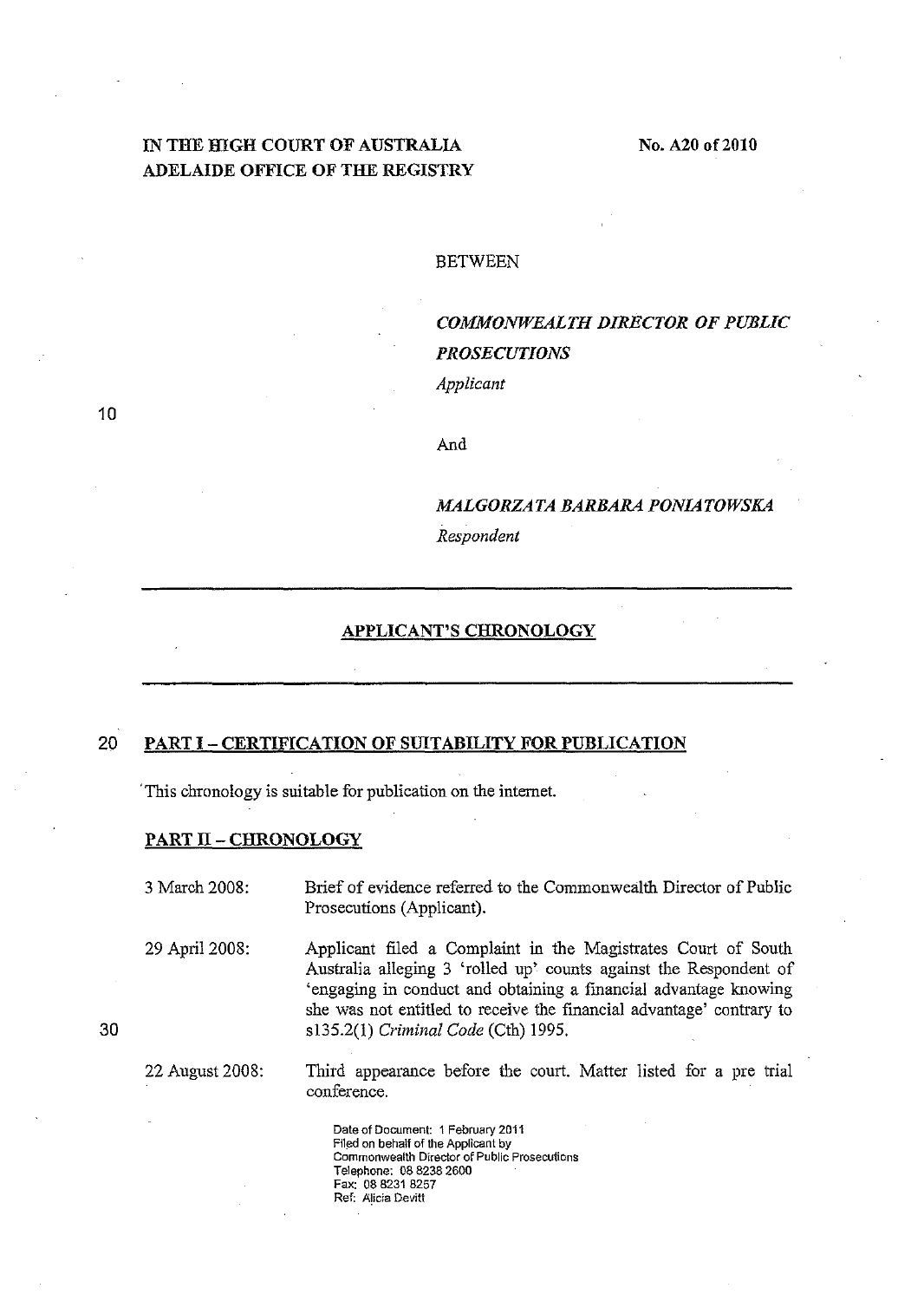IN THE HIGH COURT OF AUSTRALIA
ADELAIDE OFFICE OF THE REGISTRY

No. A20 of 2010

BETWEEN

*COMMONWEALTH DIRECTOR OF PUBLIC PROSECUTIONS*
*Applicant*

And

*MALGORZATA BARBARA PONIATOWSKA*
*Respondent*

---

## APPLICANT'S CHRONOLOGY

---

## PART I – CERTIFICATION OF SUITABILITY FOR PUBLICATION

This chronology is suitable for publication on the internet.

## PART II – CHRONOLOGY

| | |
|---|---|
| 3 March 2008: | Brief of evidence referred to the Commonwealth Director of Public Prosecutions (Applicant). |
| 29 April 2008: | Applicant filed a Complaint in the Magistrates Court of South Australia alleging 3 'rolled up' counts against the Respondent of 'engaging in conduct and obtaining a financial advantage knowing she was not entitled to receive the financial advantage' contrary to s135.2(1) *Criminal Code* (Cth) 1995. |
| 22 August 2008: | Third appearance before the court. Matter listed for a pre trial conference. |

Date of Document: 1 February 2011
Filed on behalf of the Applicant by
Commonwealth Director of Public Prosecutions
Telephone: 08 8238 2600
Fax: 08 8231 8257
Ref: Alicia Devitt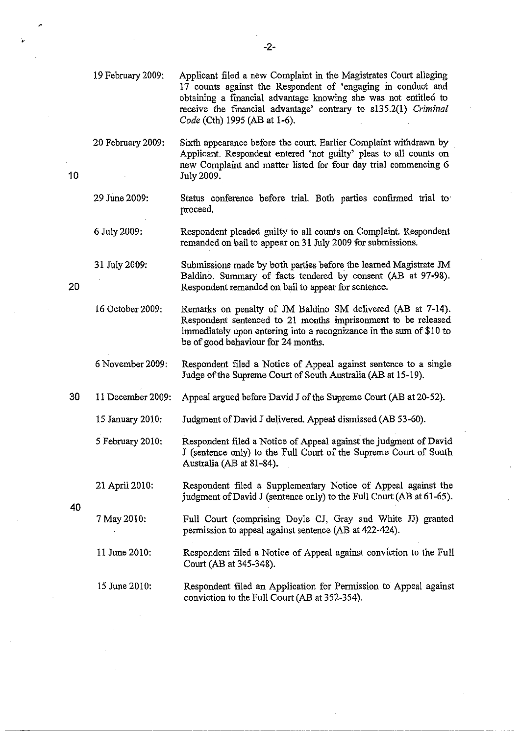| | |
|---|---|
| 19 February 2009: | Applicant filed a new Complaint in the Magistrates Court alleging 17 counts against the Respondent of 'engaging in conduct and obtaining a financial advantage knowing she was not entitled to receive the financial advantage' contrary to s135.2(1) *Criminal Code* (Cth) 1995 (AB at 1-6). |
| 20 February 2009: | Sixth appearance before the court. Earlier Complaint withdrawn by Applicant. Respondent entered 'not guilty' pleas to all counts on new Complaint and matter listed for four day trial commencing 6 July 2009. |
| 29 June 2009: | Status conference before trial. Both parties confirmed trial to proceed. |
| 6 July 2009: | Respondent pleaded guilty to all counts on Complaint. Respondent remanded on bail to appear on 31 July 2009 for submissions. |
| 31 July 2009: | Submissions made by both parties before the learned Magistrate JM Baldino. Summary of facts tendered by consent (AB at 97-98). Respondent remanded on bail to appear for sentence. |
| 16 October 2009: | Remarks on penalty of JM Baldino SM delivered (AB at 7-14). Respondent sentenced to 21 months imprisonment to be released immediately upon entering into a recognizance in the sum of $10 to be of good behaviour for 24 months. |
| 6 November 2009: | Respondent filed a Notice of Appeal against sentence to a single Judge of the Supreme Court of South Australia (AB at 15-19). |
| 11 December 2009: | Appeal argued before David J of the Supreme Court (AB at 20-52). |
| 15 January 2010: | Judgment of David J delivered. Appeal dismissed (AB 53-60). |
| 5 February 2010: | Respondent filed a Notice of Appeal against the judgment of David J (sentence only) to the Full Court of the Supreme Court of South Australia (AB at 81-84). |
| 21 April 2010: | Respondent filed a Supplementary Notice of Appeal against the judgment of David J (sentence only) to the Full Court (AB at 61-65). |
| 7 May 2010: | Full Court (comprising Doyle CJ, Gray and White JJ) granted permission to appeal against sentence (AB at 422-424). |
| 11 June 2010: | Respondent filed a Notice of Appeal against conviction to the Full Court (AB at 345-348). |
| 15 June 2010: | Respondent filed an Application for Permission to Appeal against conviction to the Full Court (AB at 352-354). |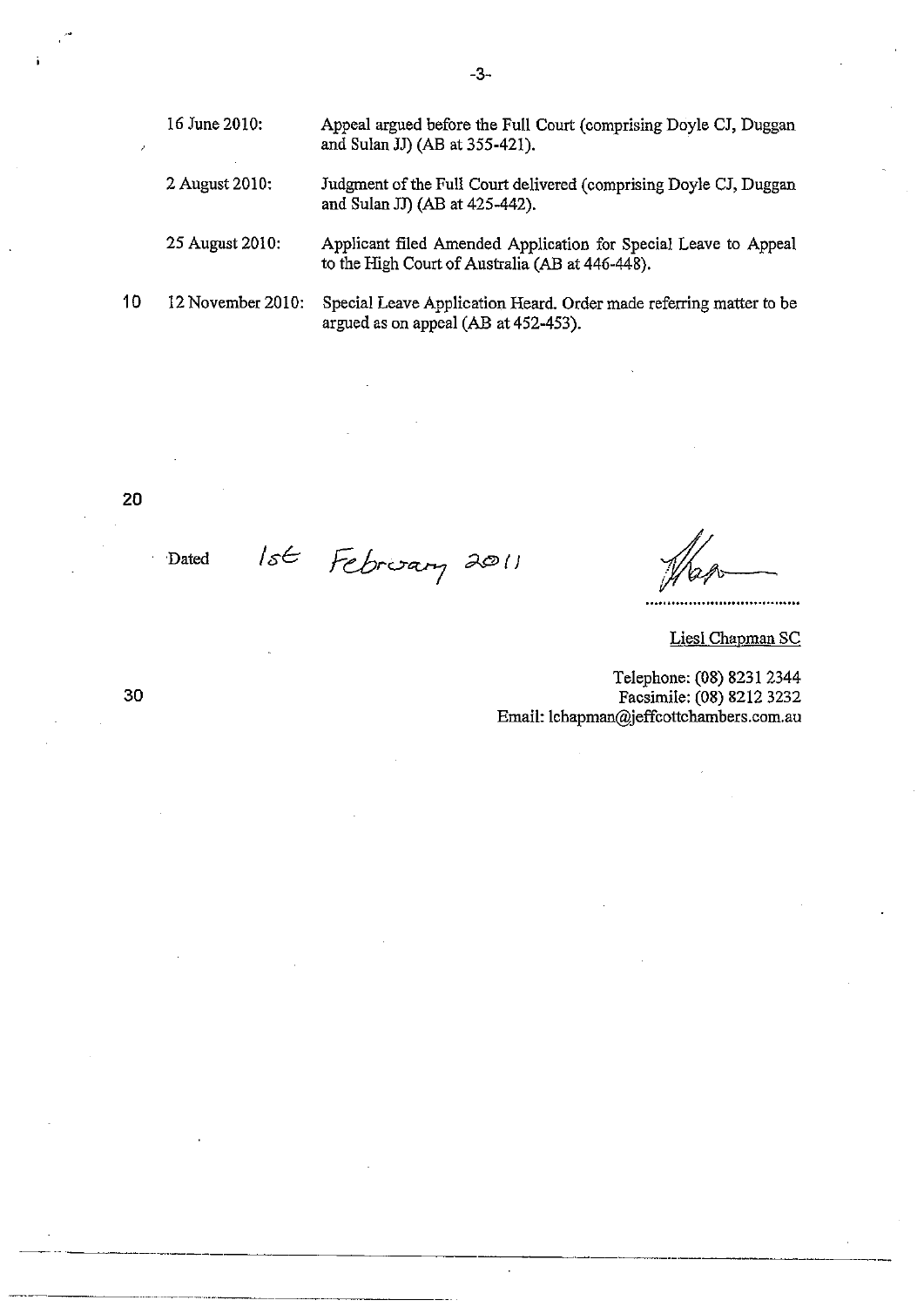| | |
|---|---|
| 16 June 2010: | Appeal argued before the Full Court (comprising Doyle CJ, Duggan and Sulan JJ) (AB at 355-421). |
| 2 August 2010: | Judgment of the Full Court delivered (comprising Doyle CJ, Duggan and Sulan JJ) (AB at 425-442). |
| 25 August 2010: | Applicant filed Amended Application for Special Leave to Appeal to the High Court of Australia (AB at 446-448). |
| 12 November 2010: | Special Leave Application Heard. Order made referring matter to be argued as on appeal (AB at 452-453). |

Dated 1st February 2011

Liesl Chapman SC

Telephone: (08) 8231 2344
Facsimile: (08) 8212 3232
Email: lchapman@jeffcottchambers.com.au